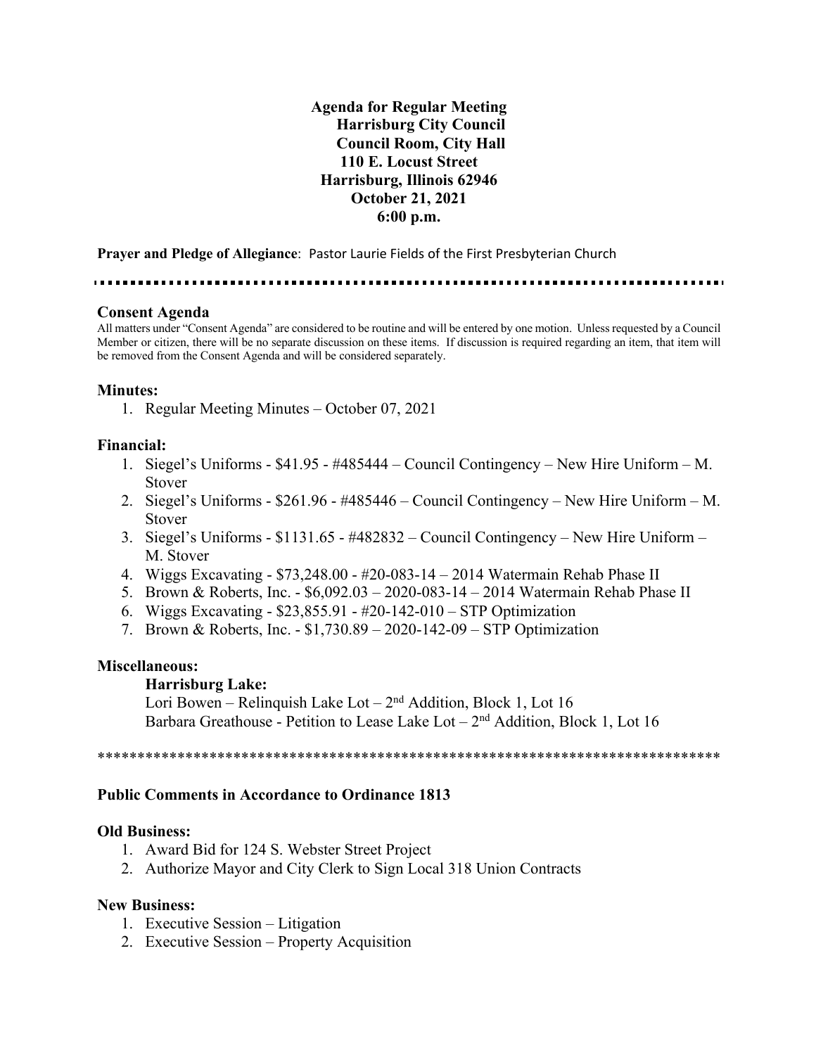# Agenda for Regular Meeting
## Harrisburg City Council
## Council Room, City Hall
## 110 E. Locust Street
## Harrisburg, Illinois 62946
## October 21, 2021
## 6:00 p.m.

**Prayer and Pledge of Allegiance**: Pastor Laurie Fields of the First Presbyterian Church

---

### Consent Agenda

All matters under "Consent Agenda" are considered to be routine and will be entered by one motion. Unless requested by a Council Member or citizen, there will be no separate discussion on these items. If discussion is required regarding an item, that item will be removed from the Consent Agenda and will be considered separately.

### Minutes:

1. Regular Meeting Minutes – October 07, 2021

### Financial:

1. Siegel's Uniforms - $41.95 - #485444 – Council Contingency – New Hire Uniform – M. Stover
2. Siegel's Uniforms - $261.96 - #485446 – Council Contingency – New Hire Uniform – M. Stover
3. Siegel's Uniforms - $1131.65 - #482832 – Council Contingency – New Hire Uniform – M. Stover
4. Wiggs Excavating - $73,248.00 - #20-083-14 – 2014 Watermain Rehab Phase II
5. Brown & Roberts, Inc. - $6,092.03 – 2020-083-14 – 2014 Watermain Rehab Phase II
6. Wiggs Excavating - $23,855.91 - #20-142-010 – STP Optimization
7. Brown & Roberts, Inc. - $1,730.89 – 2020-142-09 – STP Optimization

### Miscellaneous:

**Harrisburg Lake:**

Lori Bowen – Relinquish Lake Lot – 2nd Addition, Block 1, Lot 16

Barbara Greathouse - Petition to Lease Lake Lot – 2nd Addition, Block 1, Lot 16

---

### Public Comments in Accordance to Ordinance 1813

### Old Business:

1. Award Bid for 124 S. Webster Street Project
2. Authorize Mayor and City Clerk to Sign Local 318 Union Contracts

### New Business:

1. Executive Session – Litigation
2. Executive Session – Property Acquisition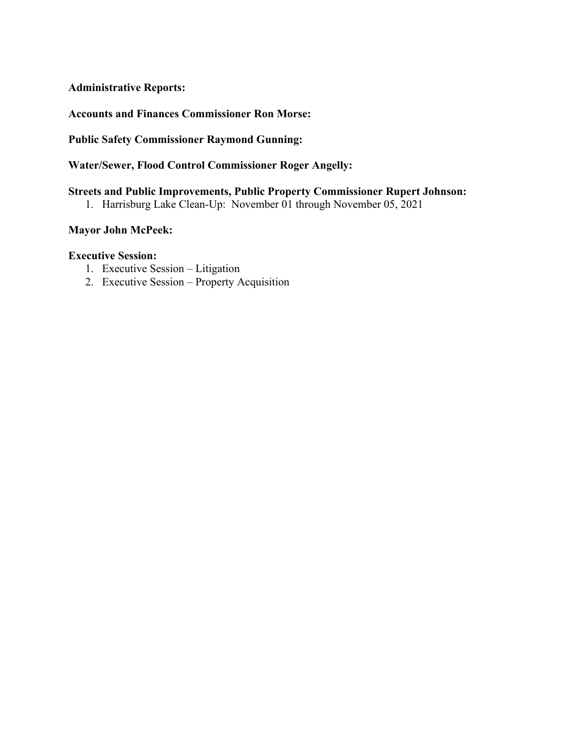**Administrative Reports:**

**Accounts and Finances Commissioner Ron Morse:**

**Public Safety Commissioner Raymond Gunning:**

**Water/Sewer, Flood Control Commissioner Roger Angelly:**

**Streets and Public Improvements, Public Property Commissioner Rupert Johnson:**

1. Harrisburg Lake Clean-Up: November 01 through November 05, 2021

**Mayor John McPeek:**

**Executive Session:**

1. Executive Session – Litigation
2. Executive Session – Property Acquisition